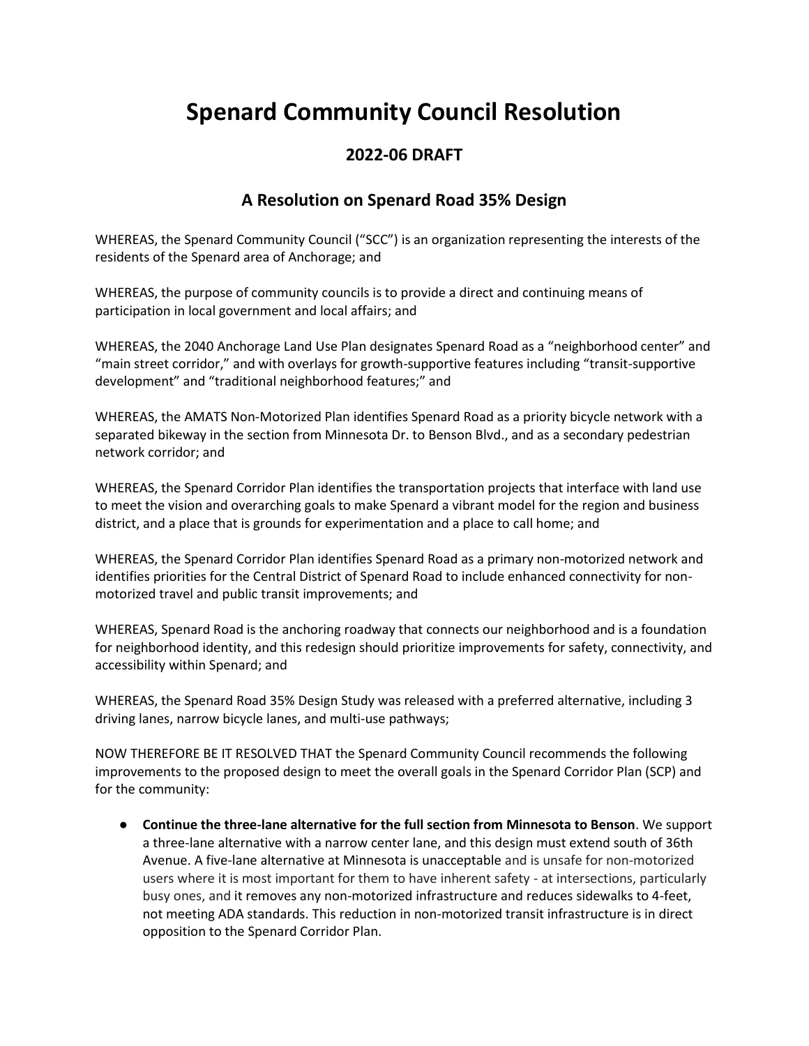# Spenard Community Council Resolution

## 2022-06 DRAFT

### A Resolution on Spenard Road 35% Design

WHEREAS, the Spenard Community Council ("SCC") is an organization representing the interests of the residents of the Spenard area of Anchorage; and

WHEREAS, the purpose of community councils is to provide a direct and continuing means of participation in local government and local affairs; and

WHEREAS, the 2040 Anchorage Land Use Plan designates Spenard Road as a "neighborhood center" and "main street corridor," and with overlays for growth-supportive features including "transit-supportive development" and "traditional neighborhood features;" and

WHEREAS, the AMATS Non-Motorized Plan identifies Spenard Road as a priority bicycle network with a separated bikeway in the section from Minnesota Dr. to Benson Blvd., and as a secondary pedestrian network corridor; and

WHEREAS, the Spenard Corridor Plan identifies the transportation projects that interface with land use to meet the vision and overarching goals to make Spenard a vibrant model for the region and business district, and a place that is grounds for experimentation and a place to call home; and

WHEREAS, the Spenard Corridor Plan identifies Spenard Road as a primary non-motorized network and identifies priorities for the Central District of Spenard Road to include enhanced connectivity for non-motorized travel and public transit improvements; and

WHEREAS, Spenard Road is the anchoring roadway that connects our neighborhood and is a foundation for neighborhood identity, and this redesign should prioritize improvements for safety, connectivity, and accessibility within Spenard; and

WHEREAS, the Spenard Road 35% Design Study was released with a preferred alternative, including 3 driving lanes, narrow bicycle lanes, and multi-use pathways;

NOW THEREFORE BE IT RESOLVED THAT the Spenard Community Council recommends the following improvements to the proposed design to meet the overall goals in the Spenard Corridor Plan (SCP) and for the community:

- **Continue the three-lane alternative for the full section from Minnesota to Benson**. We support a three-lane alternative with a narrow center lane, and this design must extend south of 36th Avenue. A five-lane alternative at Minnesota is unacceptable and is unsafe for non-motorized users where it is most important for them to have inherent safety - at intersections, particularly busy ones, and it removes any non-motorized infrastructure and reduces sidewalks to 4-feet, not meeting ADA standards. This reduction in non-motorized transit infrastructure is in direct opposition to the Spenard Corridor Plan.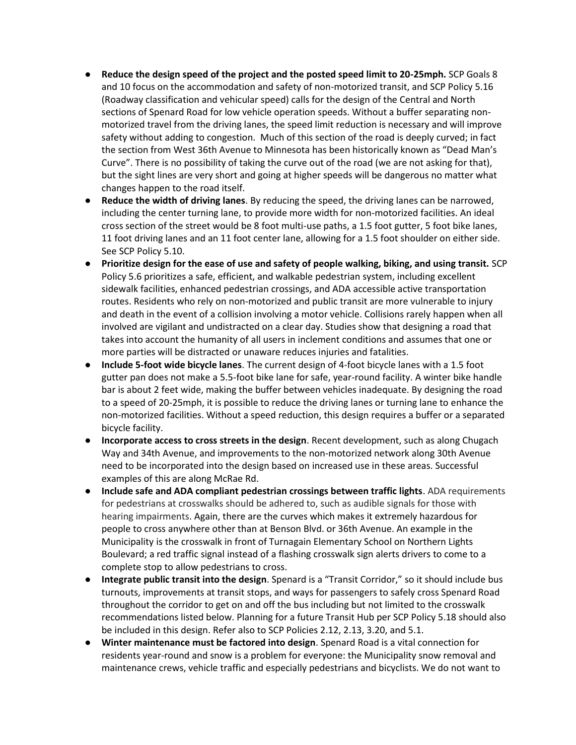- **Reduce the design speed of the project and the posted speed limit to 20-25mph.** SCP Goals 8 and 10 focus on the accommodation and safety of non-motorized transit, and SCP Policy 5.16 (Roadway classification and vehicular speed) calls for the design of the Central and North sections of Spenard Road for low vehicle operation speeds. Without a buffer separating non-motorized travel from the driving lanes, the speed limit reduction is necessary and will improve safety without adding to congestion. Much of this section of the road is deeply curved; in fact the section from West 36th Avenue to Minnesota has been historically known as "Dead Man's Curve". There is no possibility of taking the curve out of the road (we are not asking for that), but the sight lines are very short and going at higher speeds will be dangerous no matter what changes happen to the road itself.
- **Reduce the width of driving lanes**. By reducing the speed, the driving lanes can be narrowed, including the center turning lane, to provide more width for non-motorized facilities. An ideal cross section of the street would be 8 foot multi-use paths, a 1.5 foot gutter, 5 foot bike lanes, 11 foot driving lanes and an 11 foot center lane, allowing for a 1.5 foot shoulder on either side. See SCP Policy 5.10.
- **Prioritize design for the ease of use and safety of people walking, biking, and using transit.** SCP Policy 5.6 prioritizes a safe, efficient, and walkable pedestrian system, including excellent sidewalk facilities, enhanced pedestrian crossings, and ADA accessible active transportation routes. Residents who rely on non-motorized and public transit are more vulnerable to injury and death in the event of a collision involving a motor vehicle. Collisions rarely happen when all involved are vigilant and undistracted on a clear day. Studies show that designing a road that takes into account the humanity of all users in inclement conditions and assumes that one or more parties will be distracted or unaware reduces injuries and fatalities.
- **Include 5-foot wide bicycle lanes**. The current design of 4-foot bicycle lanes with a 1.5 foot gutter pan does not make a 5.5-foot bike lane for safe, year-round facility. A winter bike handle bar is about 2 feet wide, making the buffer between vehicles inadequate. By designing the road to a speed of 20-25mph, it is possible to reduce the driving lanes or turning lane to enhance the non-motorized facilities. Without a speed reduction, this design requires a buffer or a separated bicycle facility.
- **Incorporate access to cross streets in the design**. Recent development, such as along Chugach Way and 34th Avenue, and improvements to the non-motorized network along 30th Avenue need to be incorporated into the design based on increased use in these areas. Successful examples of this are along McRae Rd.
- **Include safe and ADA compliant pedestrian crossings between traffic lights**. ADA requirements for pedestrians at crosswalks should be adhered to, such as audible signals for those with hearing impairments. Again, there are the curves which makes it extremely hazardous for people to cross anywhere other than at Benson Blvd. or 36th Avenue. An example in the Municipality is the crosswalk in front of Turnagain Elementary School on Northern Lights Boulevard; a red traffic signal instead of a flashing crosswalk sign alerts drivers to come to a complete stop to allow pedestrians to cross.
- **Integrate public transit into the design**. Spenard is a "Transit Corridor," so it should include bus turnouts, improvements at transit stops, and ways for passengers to safely cross Spenard Road throughout the corridor to get on and off the bus including but not limited to the crosswalk recommendations listed below. Planning for a future Transit Hub per SCP Policy 5.18 should also be included in this design. Refer also to SCP Policies 2.12, 2.13, 3.20, and 5.1.
- **Winter maintenance must be factored into design**. Spenard Road is a vital connection for residents year-round and snow is a problem for everyone: the Municipality snow removal and maintenance crews, vehicle traffic and especially pedestrians and bicyclists. We do not want to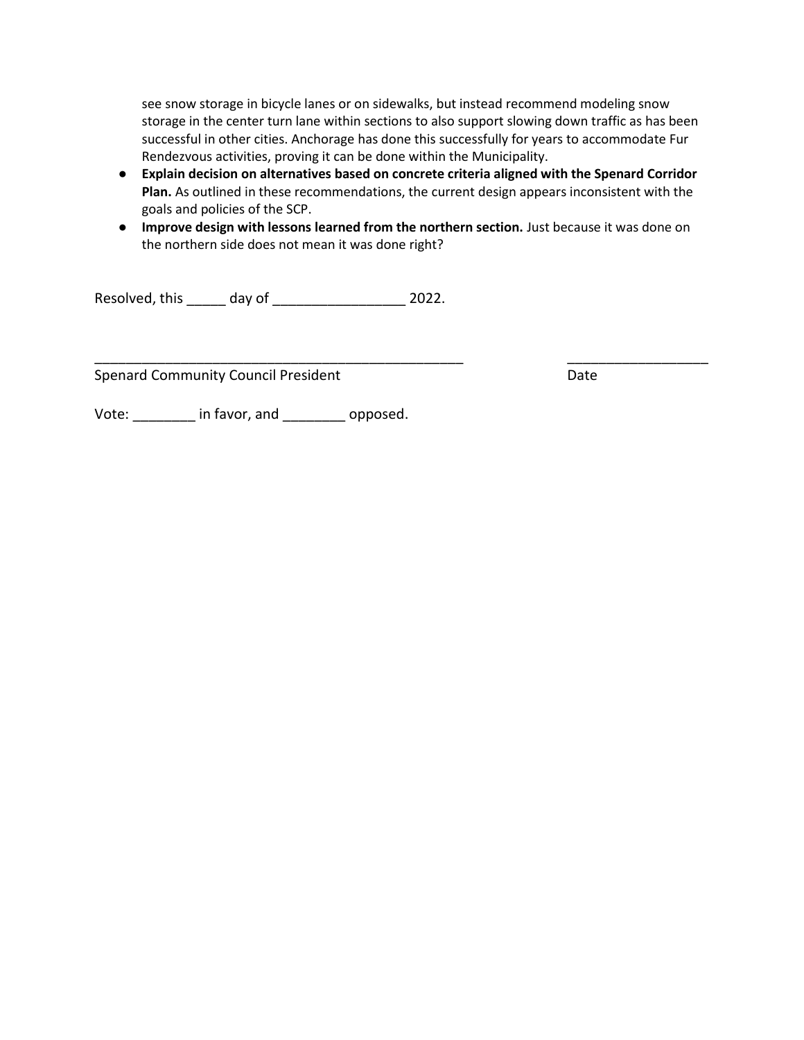see snow storage in bicycle lanes or on sidewalks, but instead recommend modeling snow storage in the center turn lane within sections to also support slowing down traffic as has been successful in other cities. Anchorage has done this successfully for years to accommodate Fur Rendezvous activities, proving it can be done within the Municipality.

- **Explain decision on alternatives based on concrete criteria aligned with the Spenard Corridor Plan.** As outlined in these recommendations, the current design appears inconsistent with the goals and policies of the SCP.
- **Improve design with lessons learned from the northern section.** Just because it was done on the northern side does not mean it was done right?

Resolved, this _____ day of _________________ 2022.

__________________________________________________ __________________

Spenard Community Council President Date

Vote: ________ in favor, and ________ opposed.